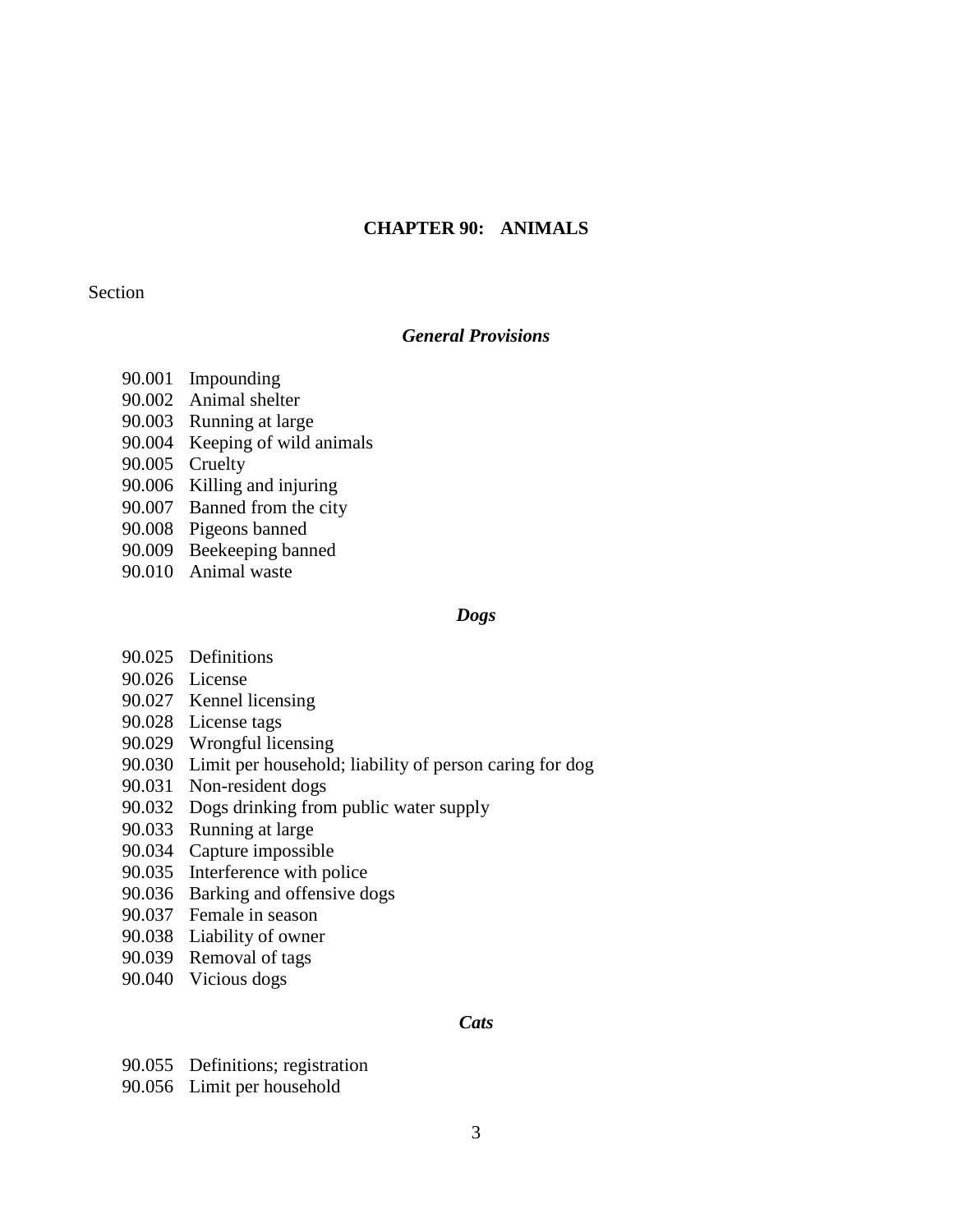# CHAPTER 90: ANIMALS

Section

### *General Provisions*

90.001 Impounding
90.002 Animal shelter
90.003 Running at large
90.004 Keeping of wild animals
90.005 Cruelty
90.006 Killing and injuring
90.007 Banned from the city
90.008 Pigeons banned
90.009 Beekeeping banned
90.010 Animal waste

### *Dogs*

90.025 Definitions
90.026 License
90.027 Kennel licensing
90.028 License tags
90.029 Wrongful licensing
90.030 Limit per household; liability of person caring for dog
90.031 Non-resident dogs
90.032 Dogs drinking from public water supply
90.033 Running at large
90.034 Capture impossible
90.035 Interference with police
90.036 Barking and offensive dogs
90.037 Female in season
90.038 Liability of owner
90.039 Removal of tags
90.040 Vicious dogs

### *Cats*

90.055 Definitions; registration
90.056 Limit per household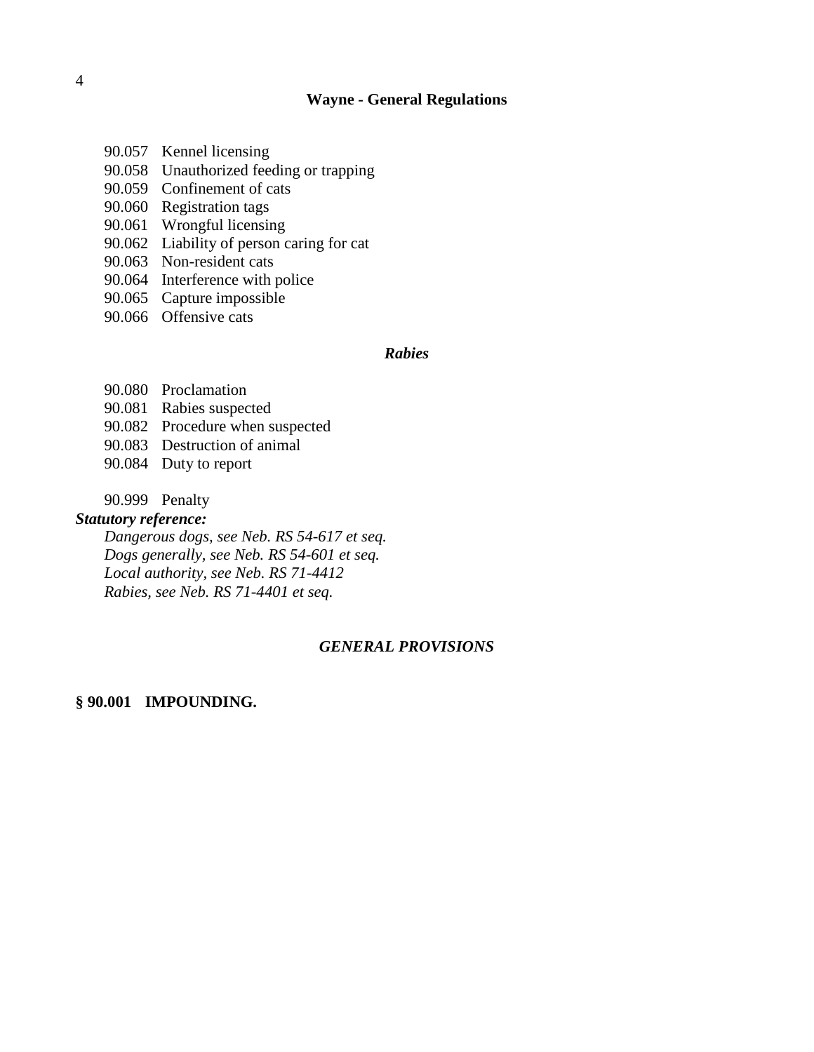90.057 Kennel licensing
90.058 Unauthorized feeding or trapping
90.059 Confinement of cats
90.060 Registration tags
90.061 Wrongful licensing
90.062 Liability of person caring for cat
90.063 Non-resident cats
90.064 Interference with police
90.065 Capture impossible
90.066 Offensive cats

### *Rabies*

90.080 Proclamation
90.081 Rabies suspected
90.082 Procedure when suspected
90.083 Destruction of animal
90.084 Duty to report

90.999 Penalty

***Statutory reference:***

*Dangerous dogs, see Neb. RS 54-617 et seq.*
*Dogs generally, see Neb. RS 54-601 et seq.*
*Local authority, see Neb. RS 71-4412*
*Rabies, see Neb. RS 71-4401 et seq.*

## *GENERAL PROVISIONS*

### § 90.001 IMPOUNDING.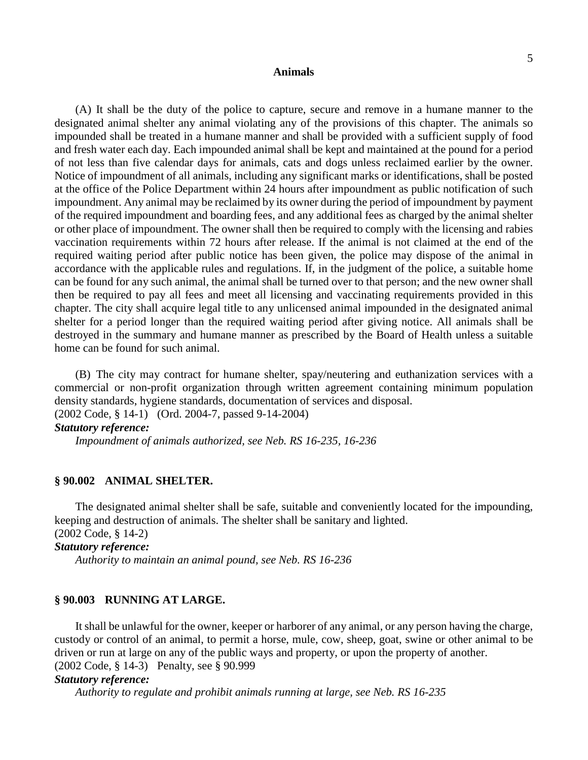(A) It shall be the duty of the police to capture, secure and remove in a humane manner to the designated animal shelter any animal violating any of the provisions of this chapter. The animals so impounded shall be treated in a humane manner and shall be provided with a sufficient supply of food and fresh water each day. Each impounded animal shall be kept and maintained at the pound for a period of not less than five calendar days for animals, cats and dogs unless reclaimed earlier by the owner. Notice of impoundment of all animals, including any significant marks or identifications, shall be posted at the office of the Police Department within 24 hours after impoundment as public notification of such impoundment. Any animal may be reclaimed by its owner during the period of impoundment by payment of the required impoundment and boarding fees, and any additional fees as charged by the animal shelter or other place of impoundment. The owner shall then be required to comply with the licensing and rabies vaccination requirements within 72 hours after release. If the animal is not claimed at the end of the required waiting period after public notice has been given, the police may dispose of the animal in accordance with the applicable rules and regulations. If, in the judgment of the police, a suitable home can be found for any such animal, the animal shall be turned over to that person; and the new owner shall then be required to pay all fees and meet all licensing and vaccinating requirements provided in this chapter. The city shall acquire legal title to any unlicensed animal impounded in the designated animal shelter for a period longer than the required waiting period after giving notice. All animals shall be destroyed in the summary and humane manner as prescribed by the Board of Health unless a suitable home can be found for such animal.

(B) The city may contract for humane shelter, spay/neutering and euthanization services with a commercial or non-profit organization through written agreement containing minimum population density standards, hygiene standards, documentation of services and disposal.
(2002 Code, § 14-1) (Ord. 2004-7, passed 9-14-2004)

***Statutory reference:***

*Impoundment of animals authorized, see Neb. RS 16-235, 16-236*

## § 90.002 ANIMAL SHELTER.

The designated animal shelter shall be safe, suitable and conveniently located for the impounding, keeping and destruction of animals. The shelter shall be sanitary and lighted.
(2002 Code, § 14-2)

***Statutory reference:***

*Authority to maintain an animal pound, see Neb. RS 16-236*

## § 90.003 RUNNING AT LARGE.

It shall be unlawful for the owner, keeper or harborer of any animal, or any person having the charge, custody or control of an animal, to permit a horse, mule, cow, sheep, goat, swine or other animal to be driven or run at large on any of the public ways and property, or upon the property of another.
(2002 Code, § 14-3) Penalty, see § 90.999

***Statutory reference:***

*Authority to regulate and prohibit animals running at large, see Neb. RS 16-235*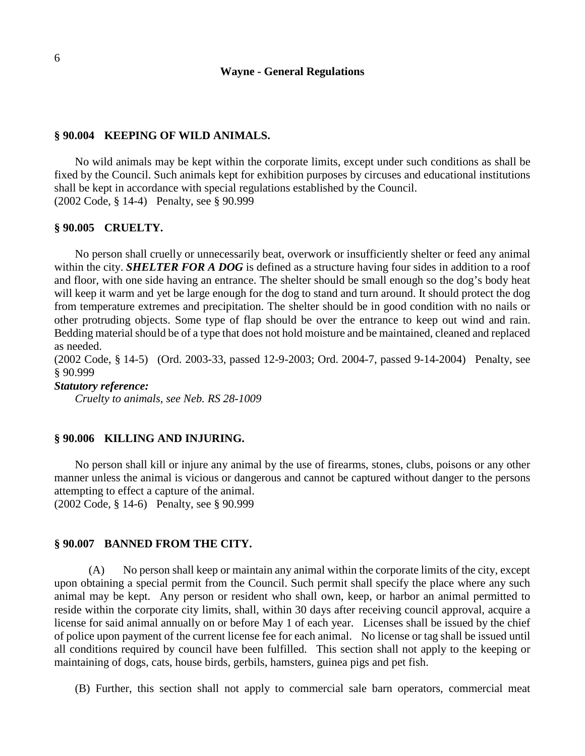## § 90.004 KEEPING OF WILD ANIMALS.

No wild animals may be kept within the corporate limits, except under such conditions as shall be fixed by the Council. Such animals kept for exhibition purposes by circuses and educational institutions shall be kept in accordance with special regulations established by the Council.
(2002 Code, § 14-4) Penalty, see § 90.999

## § 90.005 CRUELTY.

No person shall cruelly or unnecessarily beat, overwork or insufficiently shelter or feed any animal within the city. ***SHELTER FOR A DOG*** is defined as a structure having four sides in addition to a roof and floor, with one side having an entrance. The shelter should be small enough so the dog's body heat will keep it warm and yet be large enough for the dog to stand and turn around. It should protect the dog from temperature extremes and precipitation. The shelter should be in good condition with no nails or other protruding objects. Some type of flap should be over the entrance to keep out wind and rain. Bedding material should be of a type that does not hold moisture and be maintained, cleaned and replaced as needed.
(2002 Code, § 14-5) (Ord. 2003-33, passed 12-9-2003; Ord. 2004-7, passed 9-14-2004) Penalty, see § 90.999

***Statutory reference:***

*Cruelty to animals, see Neb. RS 28-1009*

## § 90.006 KILLING AND INJURING.

No person shall kill or injure any animal by the use of firearms, stones, clubs, poisons or any other manner unless the animal is vicious or dangerous and cannot be captured without danger to the persons attempting to effect a capture of the animal.
(2002 Code, § 14-6) Penalty, see § 90.999

## § 90.007 BANNED FROM THE CITY.

(A) No person shall keep or maintain any animal within the corporate limits of the city, except upon obtaining a special permit from the Council. Such permit shall specify the place where any such animal may be kept. Any person or resident who shall own, keep, or harbor an animal permitted to reside within the corporate city limits, shall, within 30 days after receiving council approval, acquire a license for said animal annually on or before May 1 of each year. Licenses shall be issued by the chief of police upon payment of the current license fee for each animal. No license or tag shall be issued until all conditions required by council have been fulfilled. This section shall not apply to the keeping or maintaining of dogs, cats, house birds, gerbils, hamsters, guinea pigs and pet fish.

(B) Further, this section shall not apply to commercial sale barn operators, commercial meat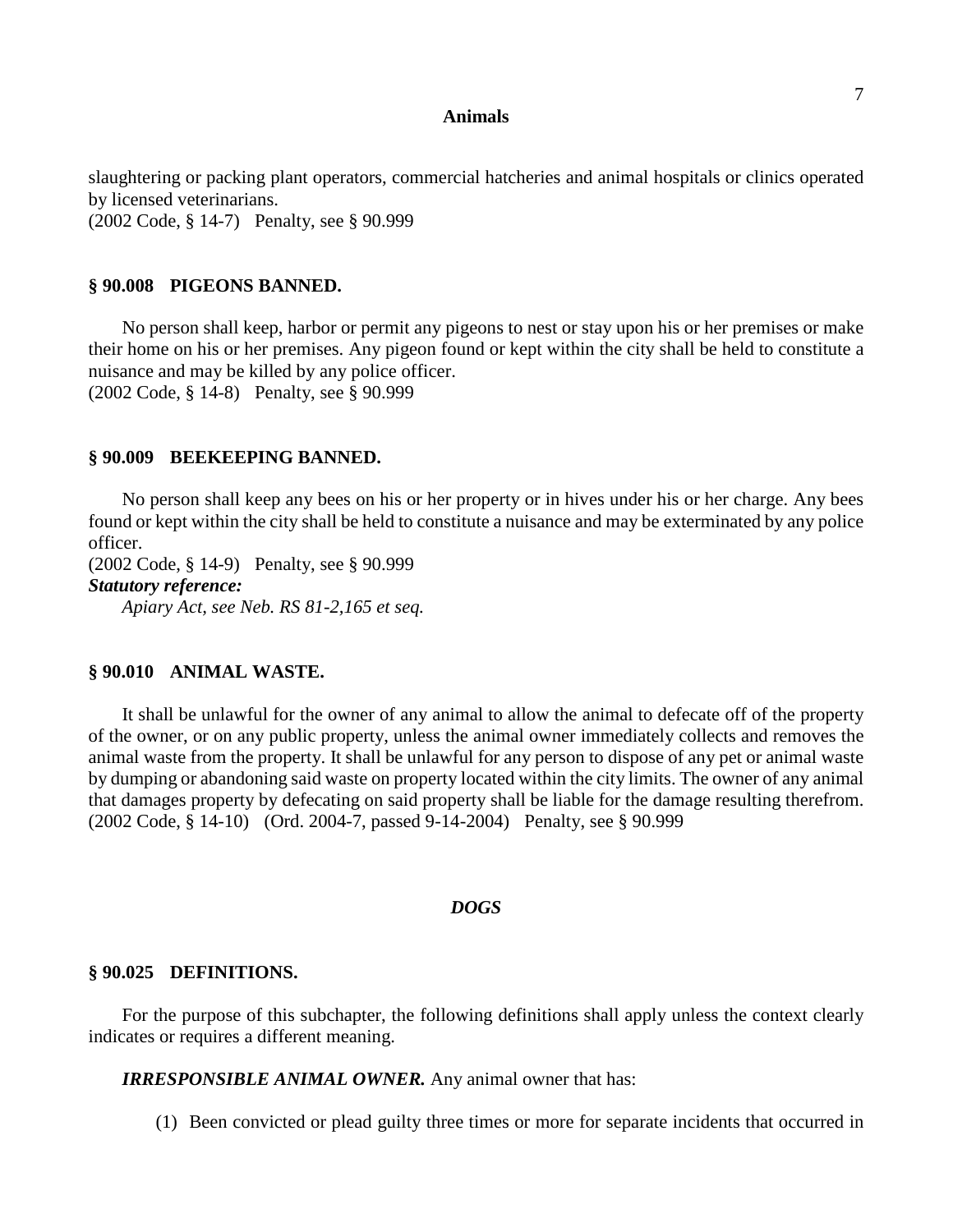slaughtering or packing plant operators, commercial hatcheries and animal hospitals or clinics operated by licensed veterinarians.
(2002 Code, § 14-7) Penalty, see § 90.999

### § 90.008 PIGEONS BANNED.

No person shall keep, harbor or permit any pigeons to nest or stay upon his or her premises or make their home on his or her premises. Any pigeon found or kept within the city shall be held to constitute a nuisance and may be killed by any police officer.
(2002 Code, § 14-8) Penalty, see § 90.999

### § 90.009 BEEKEEPING BANNED.

No person shall keep any bees on his or her property or in hives under his or her charge. Any bees found or kept within the city shall be held to constitute a nuisance and may be exterminated by any police officer.
(2002 Code, § 14-9) Penalty, see § 90.999
***Statutory reference:***
*Apiary Act, see Neb. RS 81-2,165 et seq.*

### § 90.010 ANIMAL WASTE.

It shall be unlawful for the owner of any animal to allow the animal to defecate off of the property of the owner, or on any public property, unless the animal owner immediately collects and removes the animal waste from the property. It shall be unlawful for any person to dispose of any pet or animal waste by dumping or abandoning said waste on property located within the city limits. The owner of any animal that damages property by defecating on said property shall be liable for the damage resulting therefrom.
(2002 Code, § 14-10) (Ord. 2004-7, passed 9-14-2004) Penalty, see § 90.999

## *DOGS*

### § 90.025 DEFINITIONS.

For the purpose of this subchapter, the following definitions shall apply unless the context clearly indicates or requires a different meaning.

***IRRESPONSIBLE ANIMAL OWNER.*** Any animal owner that has:

(1) Been convicted or plead guilty three times or more for separate incidents that occurred in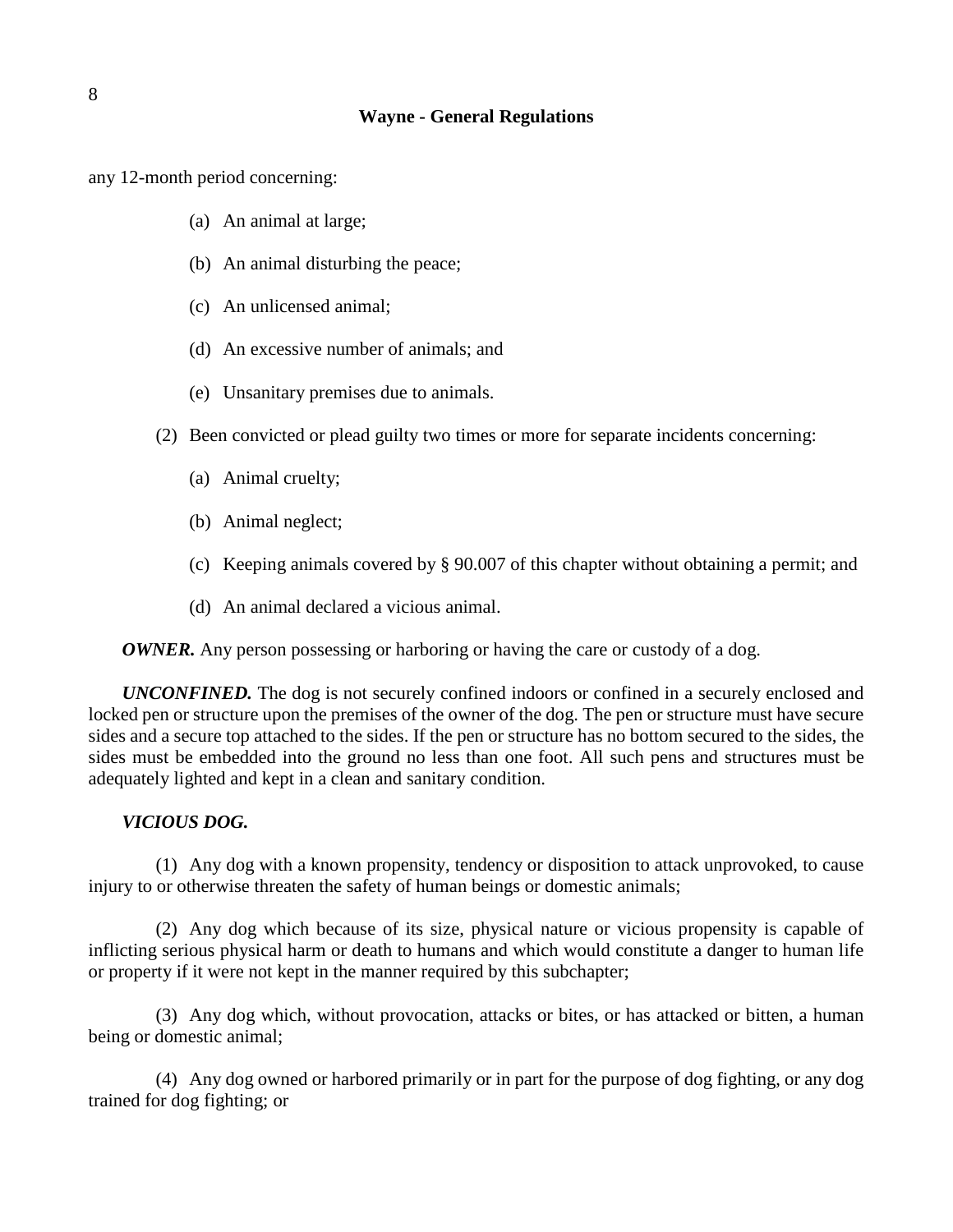any 12-month period concerning:

(a) An animal at large;

(b) An animal disturbing the peace;

(c) An unlicensed animal;

(d) An excessive number of animals; and

(e) Unsanitary premises due to animals.

(2) Been convicted or plead guilty two times or more for separate incidents concerning:

(a) Animal cruelty;

(b) Animal neglect;

(c) Keeping animals covered by § 90.007 of this chapter without obtaining a permit; and

(d) An animal declared a vicious animal.

***OWNER.*** Any person possessing or harboring or having the care or custody of a dog.

***UNCONFINED.*** The dog is not securely confined indoors or confined in a securely enclosed and locked pen or structure upon the premises of the owner of the dog. The pen or structure must have secure sides and a secure top attached to the sides. If the pen or structure has no bottom secured to the sides, the sides must be embedded into the ground no less than one foot. All such pens and structures must be adequately lighted and kept in a clean and sanitary condition.

***VICIOUS DOG.***

(1) Any dog with a known propensity, tendency or disposition to attack unprovoked, to cause injury to or otherwise threaten the safety of human beings or domestic animals;

(2) Any dog which because of its size, physical nature or vicious propensity is capable of inflicting serious physical harm or death to humans and which would constitute a danger to human life or property if it were not kept in the manner required by this subchapter;

(3) Any dog which, without provocation, attacks or bites, or has attacked or bitten, a human being or domestic animal;

(4) Any dog owned or harbored primarily or in part for the purpose of dog fighting, or any dog trained for dog fighting; or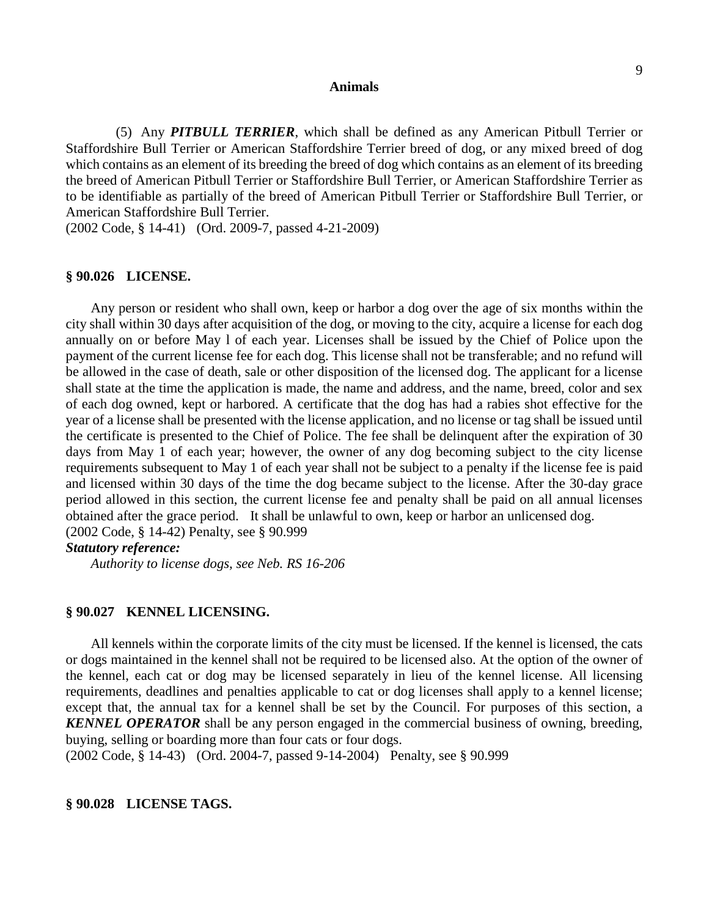(5) Any ***PITBULL TERRIER***, which shall be defined as any American Pitbull Terrier or Staffordshire Bull Terrier or American Staffordshire Terrier breed of dog, or any mixed breed of dog which contains as an element of its breeding the breed of dog which contains as an element of its breeding the breed of American Pitbull Terrier or Staffordshire Bull Terrier, or American Staffordshire Terrier as to be identifiable as partially of the breed of American Pitbull Terrier or Staffordshire Bull Terrier, or American Staffordshire Bull Terrier.

(2002 Code, § 14-41) (Ord. 2009-7, passed 4-21-2009)

### § 90.026 LICENSE.

Any person or resident who shall own, keep or harbor a dog over the age of six months within the city shall within 30 days after acquisition of the dog, or moving to the city, acquire a license for each dog annually on or before May l of each year. Licenses shall be issued by the Chief of Police upon the payment of the current license fee for each dog. This license shall not be transferable; and no refund will be allowed in the case of death, sale or other disposition of the licensed dog. The applicant for a license shall state at the time the application is made, the name and address, and the name, breed, color and sex of each dog owned, kept or harbored. A certificate that the dog has had a rabies shot effective for the year of a license shall be presented with the license application, and no license or tag shall be issued until the certificate is presented to the Chief of Police. The fee shall be delinquent after the expiration of 30 days from May 1 of each year; however, the owner of any dog becoming subject to the city license requirements subsequent to May 1 of each year shall not be subject to a penalty if the license fee is paid and licensed within 30 days of the time the dog became subject to the license. After the 30-day grace period allowed in this section, the current license fee and penalty shall be paid on all annual licenses obtained after the grace period. It shall be unlawful to own, keep or harbor an unlicensed dog.

(2002 Code, § 14-42) Penalty, see § 90.999

***Statutory reference:***

*Authority to license dogs, see Neb. RS 16-206*

### § 90.027 KENNEL LICENSING.

All kennels within the corporate limits of the city must be licensed. If the kennel is licensed, the cats or dogs maintained in the kennel shall not be required to be licensed also. At the option of the owner of the kennel, each cat or dog may be licensed separately in lieu of the kennel license. All licensing requirements, deadlines and penalties applicable to cat or dog licenses shall apply to a kennel license; except that, the annual tax for a kennel shall be set by the Council. For purposes of this section, a ***KENNEL OPERATOR*** shall be any person engaged in the commercial business of owning, breeding, buying, selling or boarding more than four cats or four dogs.

(2002 Code, § 14-43) (Ord. 2004-7, passed 9-14-2004) Penalty, see § 90.999

### § 90.028 LICENSE TAGS.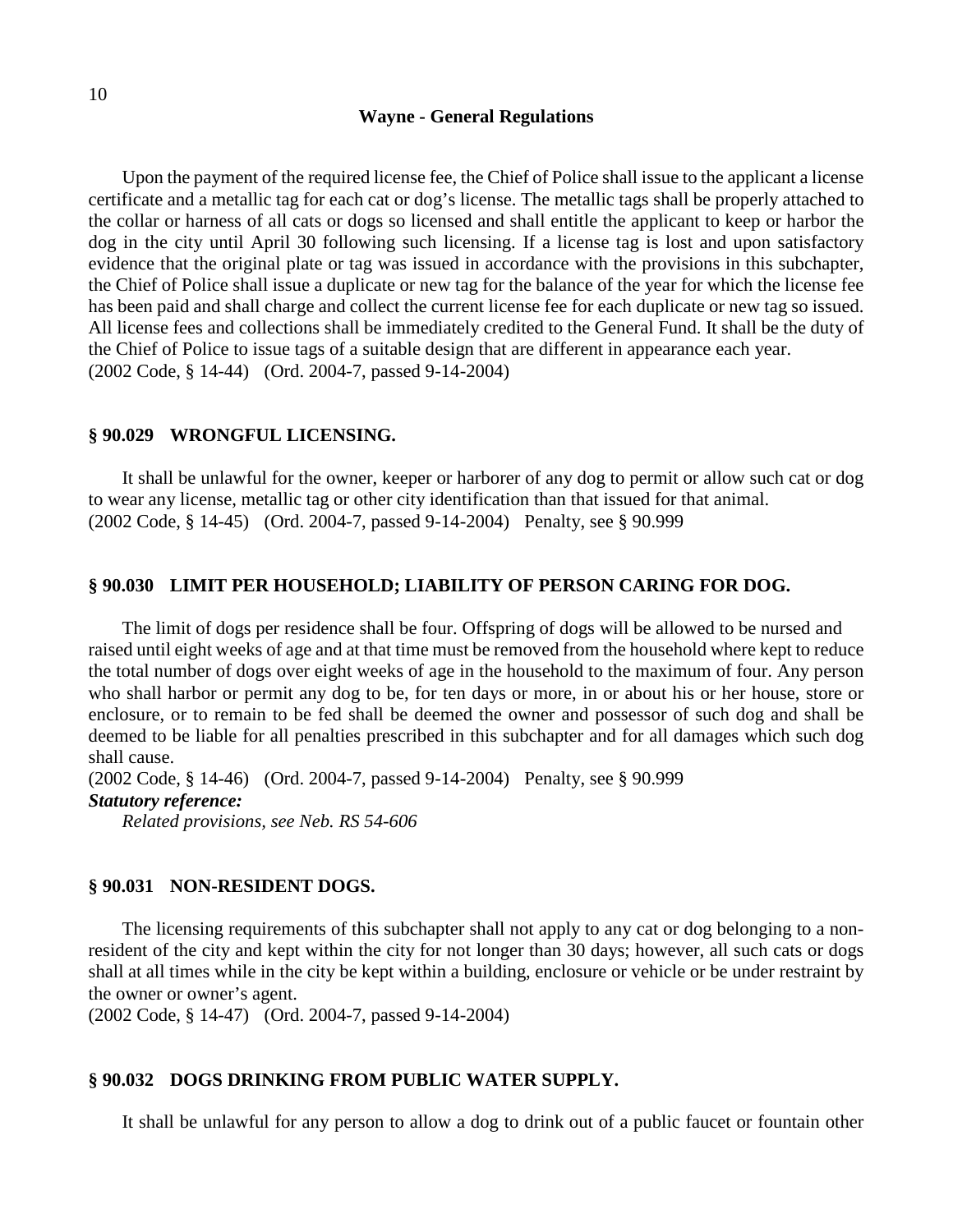Upon the payment of the required license fee, the Chief of Police shall issue to the applicant a license certificate and a metallic tag for each cat or dog's license. The metallic tags shall be properly attached to the collar or harness of all cats or dogs so licensed and shall entitle the applicant to keep or harbor the dog in the city until April 30 following such licensing. If a license tag is lost and upon satisfactory evidence that the original plate or tag was issued in accordance with the provisions in this subchapter, the Chief of Police shall issue a duplicate or new tag for the balance of the year for which the license fee has been paid and shall charge and collect the current license fee for each duplicate or new tag so issued. All license fees and collections shall be immediately credited to the General Fund. It shall be the duty of the Chief of Police to issue tags of a suitable design that are different in appearance each year.
(2002 Code, § 14-44) (Ord. 2004-7, passed 9-14-2004)

### § 90.029 WRONGFUL LICENSING.

It shall be unlawful for the owner, keeper or harborer of any dog to permit or allow such cat or dog to wear any license, metallic tag or other city identification than that issued for that animal.
(2002 Code, § 14-45) (Ord. 2004-7, passed 9-14-2004) Penalty, see § 90.999

### § 90.030 LIMIT PER HOUSEHOLD; LIABILITY OF PERSON CARING FOR DOG.

The limit of dogs per residence shall be four. Offspring of dogs will be allowed to be nursed and raised until eight weeks of age and at that time must be removed from the household where kept to reduce the total number of dogs over eight weeks of age in the household to the maximum of four. Any person who shall harbor or permit any dog to be, for ten days or more, in or about his or her house, store or enclosure, or to remain to be fed shall be deemed the owner and possessor of such dog and shall be deemed to be liable for all penalties prescribed in this subchapter and for all damages which such dog shall cause.
(2002 Code, § 14-46) (Ord. 2004-7, passed 9-14-2004) Penalty, see § 90.999

***Statutory reference:***

*Related provisions, see Neb. RS 54-606*

### § 90.031 NON-RESIDENT DOGS.

The licensing requirements of this subchapter shall not apply to any cat or dog belonging to a non-resident of the city and kept within the city for not longer than 30 days; however, all such cats or dogs shall at all times while in the city be kept within a building, enclosure or vehicle or be under restraint by the owner or owner's agent.
(2002 Code, § 14-47) (Ord. 2004-7, passed 9-14-2004)

### § 90.032 DOGS DRINKING FROM PUBLIC WATER SUPPLY.

It shall be unlawful for any person to allow a dog to drink out of a public faucet or fountain other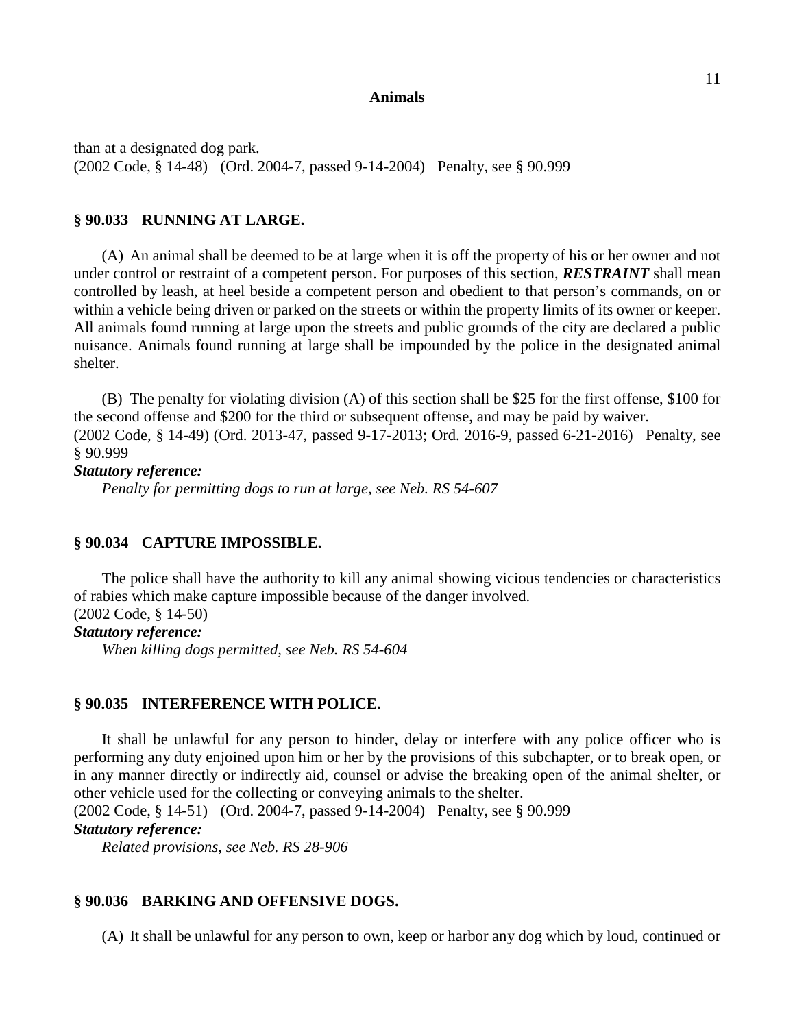than at a designated dog park.
(2002 Code, § 14-48) (Ord. 2004-7, passed 9-14-2004) Penalty, see § 90.999

### § 90.033 RUNNING AT LARGE.

(A) An animal shall be deemed to be at large when it is off the property of his or her owner and not under control or restraint of a competent person. For purposes of this section, ***RESTRAINT*** shall mean controlled by leash, at heel beside a competent person and obedient to that person's commands, on or within a vehicle being driven or parked on the streets or within the property limits of its owner or keeper. All animals found running at large upon the streets and public grounds of the city are declared a public nuisance. Animals found running at large shall be impounded by the police in the designated animal shelter.

(B) The penalty for violating division (A) of this section shall be $25 for the first offense, $100 for the second offense and $200 for the third or subsequent offense, and may be paid by waiver.
(2002 Code, § 14-49) (Ord. 2013-47, passed 9-17-2013; Ord. 2016-9, passed 6-21-2016) Penalty, see § 90.999

***Statutory reference:***

*Penalty for permitting dogs to run at large, see Neb. RS 54-607*

### § 90.034 CAPTURE IMPOSSIBLE.

The police shall have the authority to kill any animal showing vicious tendencies or characteristics of rabies which make capture impossible because of the danger involved.
(2002 Code, § 14-50)

***Statutory reference:***

*When killing dogs permitted, see Neb. RS 54-604*

### § 90.035 INTERFERENCE WITH POLICE.

It shall be unlawful for any person to hinder, delay or interfere with any police officer who is performing any duty enjoined upon him or her by the provisions of this subchapter, or to break open, or in any manner directly or indirectly aid, counsel or advise the breaking open of the animal shelter, or other vehicle used for the collecting or conveying animals to the shelter.
(2002 Code, § 14-51) (Ord. 2004-7, passed 9-14-2004) Penalty, see § 90.999

***Statutory reference:***

*Related provisions, see Neb. RS 28-906*

### § 90.036 BARKING AND OFFENSIVE DOGS.

(A) It shall be unlawful for any person to own, keep or harbor any dog which by loud, continued or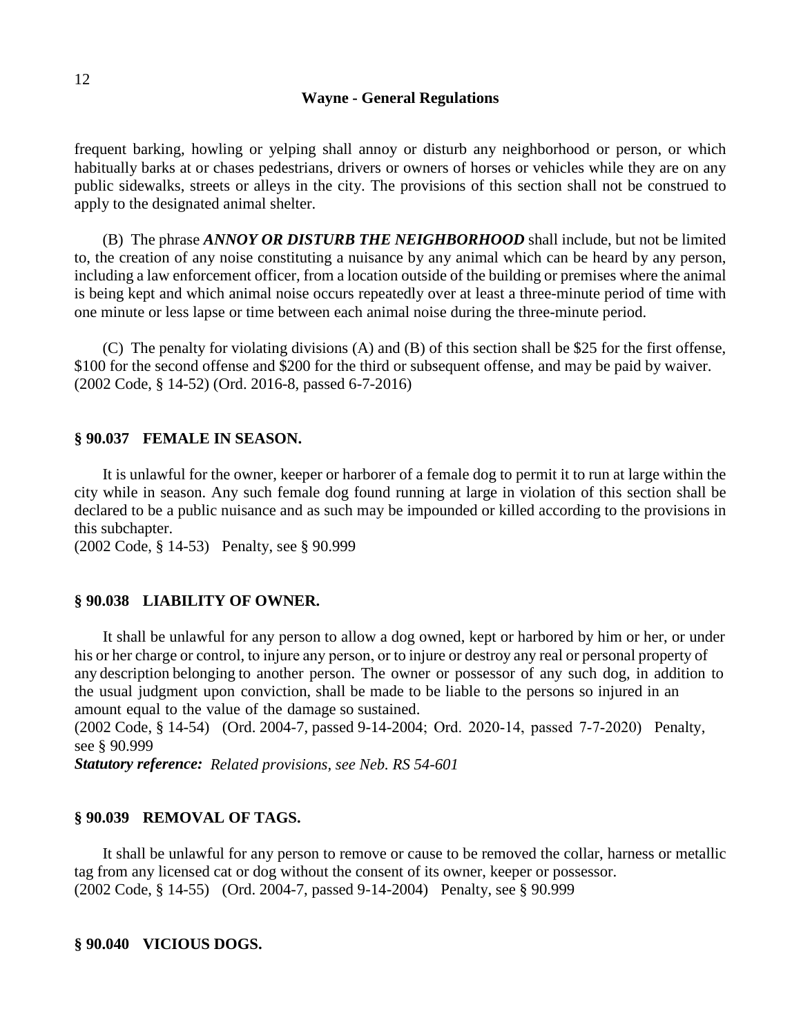frequent barking, howling or yelping shall annoy or disturb any neighborhood or person, or which habitually barks at or chases pedestrians, drivers or owners of horses or vehicles while they are on any public sidewalks, streets or alleys in the city. The provisions of this section shall not be construed to apply to the designated animal shelter.

(B) The phrase ***ANNOY OR DISTURB THE NEIGHBORHOOD*** shall include, but not be limited to, the creation of any noise constituting a nuisance by any animal which can be heard by any person, including a law enforcement officer, from a location outside of the building or premises where the animal is being kept and which animal noise occurs repeatedly over at least a three-minute period of time with one minute or less lapse or time between each animal noise during the three-minute period.

(C) The penalty for violating divisions (A) and (B) of this section shall be $25 for the first offense, $100 for the second offense and $200 for the third or subsequent offense, and may be paid by waiver.
(2002 Code, § 14-52) (Ord. 2016-8, passed 6-7-2016)

### § 90.037 FEMALE IN SEASON.

It is unlawful for the owner, keeper or harborer of a female dog to permit it to run at large within the city while in season. Any such female dog found running at large in violation of this section shall be declared to be a public nuisance and as such may be impounded or killed according to the provisions in this subchapter.
(2002 Code, § 14-53) Penalty, see § 90.999

### § 90.038 LIABILITY OF OWNER.

It shall be unlawful for any person to allow a dog owned, kept or harbored by him or her, or under his or her charge or control, to injure any person, or to injure or destroy any real or personal property of any description belonging to another person. The owner or possessor of any such dog, in addition to the usual judgment upon conviction, shall be made to be liable to the persons so injured in an amount equal to the value of the damage so sustained.
(2002 Code, § 14-54) (Ord. 2004-7, passed 9-14-2004; Ord. 2020-14, passed 7-7-2020) Penalty, see § 90.999
***Statutory reference:*** *Related provisions, see Neb. RS 54-601*

### § 90.039 REMOVAL OF TAGS.

It shall be unlawful for any person to remove or cause to be removed the collar, harness or metallic tag from any licensed cat or dog without the consent of its owner, keeper or possessor.
(2002 Code, § 14-55) (Ord. 2004-7, passed 9-14-2004) Penalty, see § 90.999

### § 90.040 VICIOUS DOGS.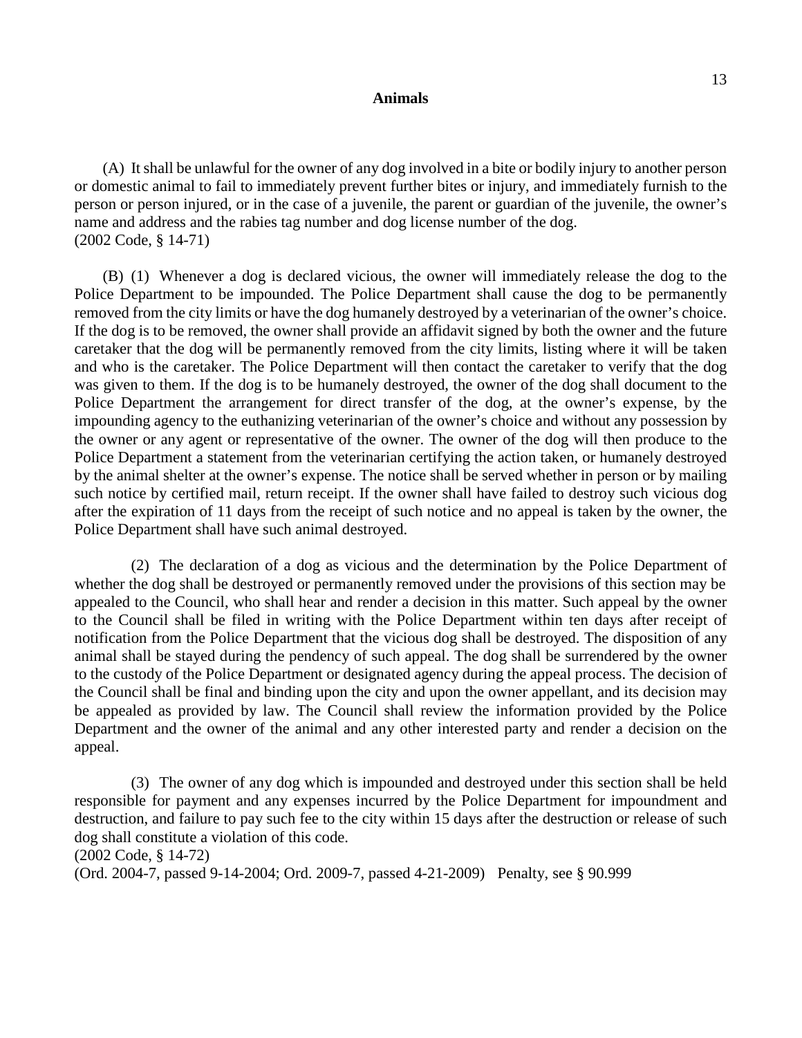(A) It shall be unlawful for the owner of any dog involved in a bite or bodily injury to another person or domestic animal to fail to immediately prevent further bites or injury, and immediately furnish to the person or person injured, or in the case of a juvenile, the parent or guardian of the juvenile, the owner's name and address and the rabies tag number and dog license number of the dog.
(2002 Code, § 14-71)

(B) (1) Whenever a dog is declared vicious, the owner will immediately release the dog to the Police Department to be impounded. The Police Department shall cause the dog to be permanently removed from the city limits or have the dog humanely destroyed by a veterinarian of the owner's choice. If the dog is to be removed, the owner shall provide an affidavit signed by both the owner and the future caretaker that the dog will be permanently removed from the city limits, listing where it will be taken and who is the caretaker. The Police Department will then contact the caretaker to verify that the dog was given to them. If the dog is to be humanely destroyed, the owner of the dog shall document to the Police Department the arrangement for direct transfer of the dog, at the owner's expense, by the impounding agency to the euthanizing veterinarian of the owner's choice and without any possession by the owner or any agent or representative of the owner. The owner of the dog will then produce to the Police Department a statement from the veterinarian certifying the action taken, or humanely destroyed by the animal shelter at the owner's expense. The notice shall be served whether in person or by mailing such notice by certified mail, return receipt. If the owner shall have failed to destroy such vicious dog after the expiration of 11 days from the receipt of such notice and no appeal is taken by the owner, the Police Department shall have such animal destroyed.

(2) The declaration of a dog as vicious and the determination by the Police Department of whether the dog shall be destroyed or permanently removed under the provisions of this section may be appealed to the Council, who shall hear and render a decision in this matter. Such appeal by the owner to the Council shall be filed in writing with the Police Department within ten days after receipt of notification from the Police Department that the vicious dog shall be destroyed. The disposition of any animal shall be stayed during the pendency of such appeal. The dog shall be surrendered by the owner to the custody of the Police Department or designated agency during the appeal process. The decision of the Council shall be final and binding upon the city and upon the owner appellant, and its decision may be appealed as provided by law. The Council shall review the information provided by the Police Department and the owner of the animal and any other interested party and render a decision on the appeal.

(3) The owner of any dog which is impounded and destroyed under this section shall be held responsible for payment and any expenses incurred by the Police Department for impoundment and destruction, and failure to pay such fee to the city within 15 days after the destruction or release of such dog shall constitute a violation of this code.
(2002 Code, § 14-72)
(Ord. 2004-7, passed 9-14-2004; Ord. 2009-7, passed 4-21-2009) Penalty, see § 90.999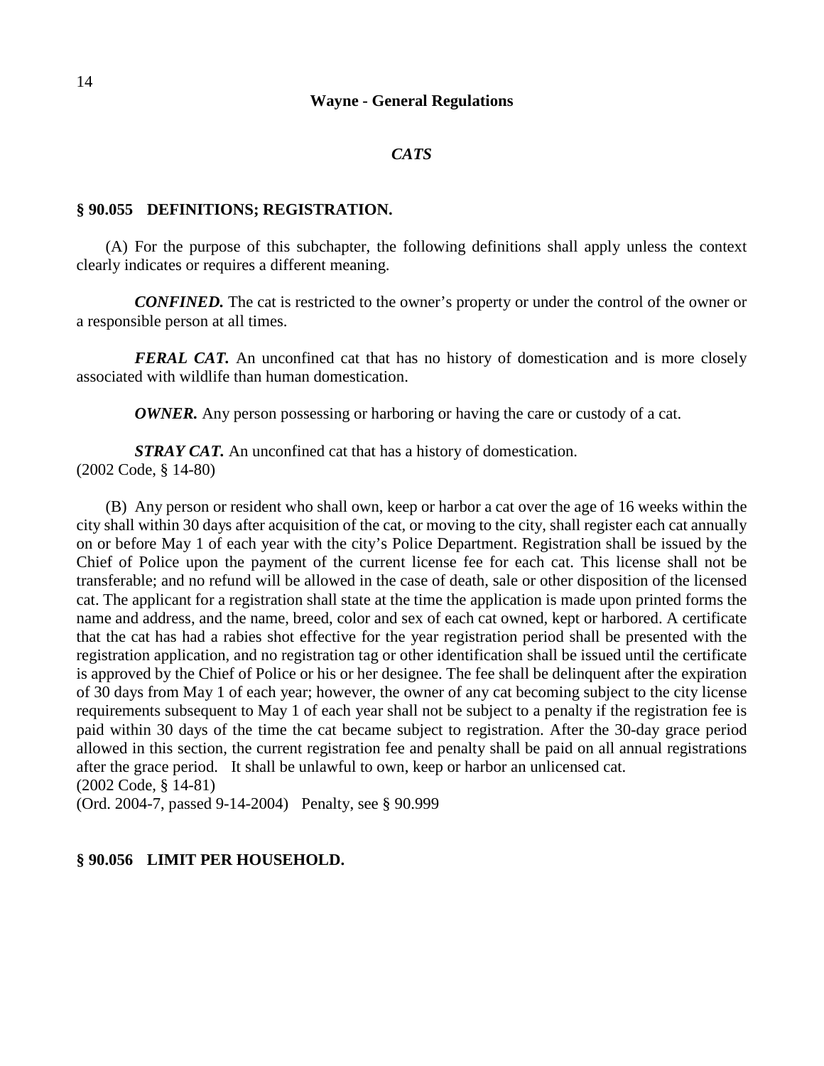### *CATS*

### § 90.055 DEFINITIONS; REGISTRATION.

(A) For the purpose of this subchapter, the following definitions shall apply unless the context clearly indicates or requires a different meaning.

***CONFINED.*** The cat is restricted to the owner's property or under the control of the owner or a responsible person at all times.

***FERAL CAT.*** An unconfined cat that has no history of domestication and is more closely associated with wildlife than human domestication.

***OWNER.*** Any person possessing or harboring or having the care or custody of a cat.

***STRAY CAT.*** An unconfined cat that has a history of domestication.
(2002 Code, § 14-80)

(B) Any person or resident who shall own, keep or harbor a cat over the age of 16 weeks within the city shall within 30 days after acquisition of the cat, or moving to the city, shall register each cat annually on or before May 1 of each year with the city's Police Department. Registration shall be issued by the Chief of Police upon the payment of the current license fee for each cat. This license shall not be transferable; and no refund will be allowed in the case of death, sale or other disposition of the licensed cat. The applicant for a registration shall state at the time the application is made upon printed forms the name and address, and the name, breed, color and sex of each cat owned, kept or harbored. A certificate that the cat has had a rabies shot effective for the year registration period shall be presented with the registration application, and no registration tag or other identification shall be issued until the certificate is approved by the Chief of Police or his or her designee. The fee shall be delinquent after the expiration of 30 days from May 1 of each year; however, the owner of any cat becoming subject to the city license requirements subsequent to May 1 of each year shall not be subject to a penalty if the registration fee is paid within 30 days of the time the cat became subject to registration. After the 30-day grace period allowed in this section, the current registration fee and penalty shall be paid on all annual registrations after the grace period. It shall be unlawful to own, keep or harbor an unlicensed cat.
(2002 Code, § 14-81)
(Ord. 2004-7, passed 9-14-2004) Penalty, see § 90.999

### § 90.056 LIMIT PER HOUSEHOLD.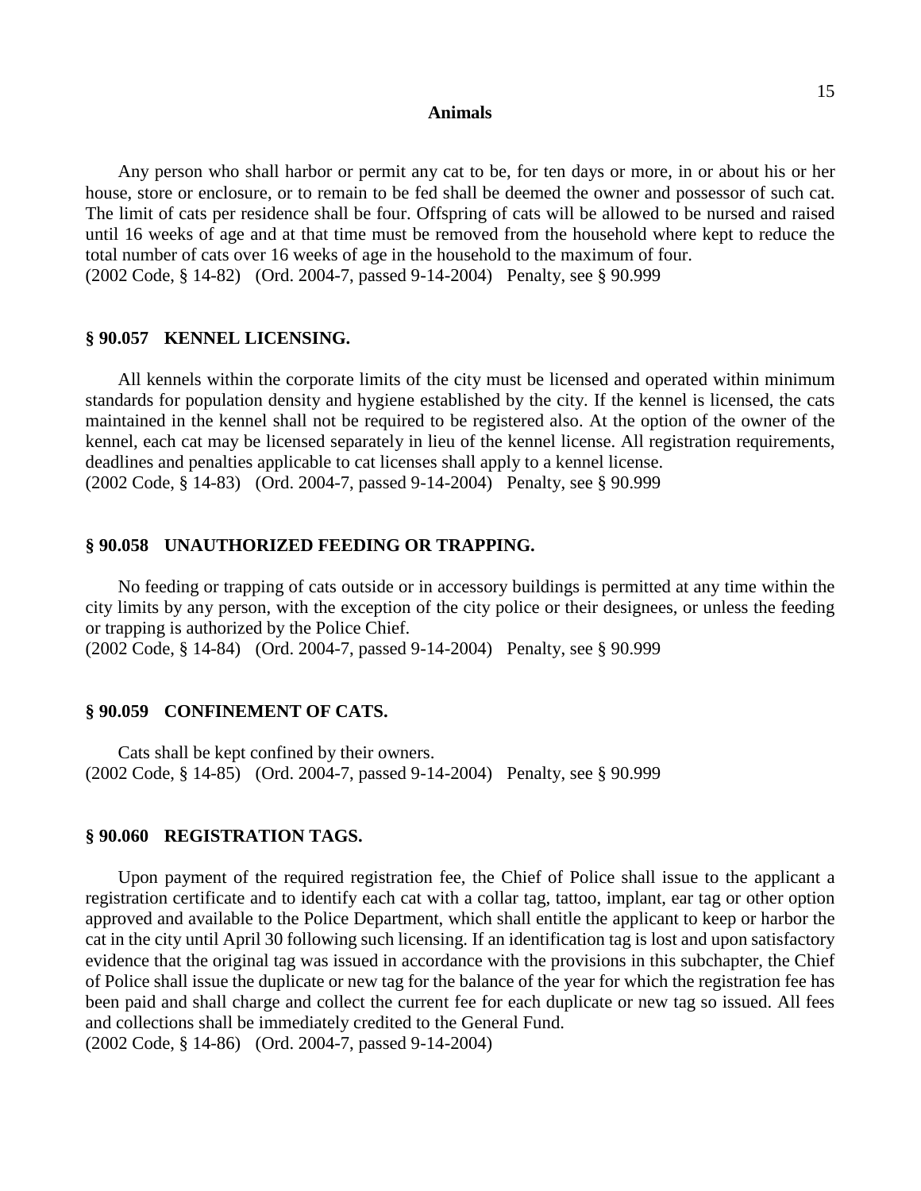Any person who shall harbor or permit any cat to be, for ten days or more, in or about his or her house, store or enclosure, or to remain to be fed shall be deemed the owner and possessor of such cat. The limit of cats per residence shall be four. Offspring of cats will be allowed to be nursed and raised until 16 weeks of age and at that time must be removed from the household where kept to reduce the total number of cats over 16 weeks of age in the household to the maximum of four.
(2002 Code, § 14-82) (Ord. 2004-7, passed 9-14-2004) Penalty, see § 90.999

### § 90.057 KENNEL LICENSING.

All kennels within the corporate limits of the city must be licensed and operated within minimum standards for population density and hygiene established by the city. If the kennel is licensed, the cats maintained in the kennel shall not be required to be registered also. At the option of the owner of the kennel, each cat may be licensed separately in lieu of the kennel license. All registration requirements, deadlines and penalties applicable to cat licenses shall apply to a kennel license.
(2002 Code, § 14-83) (Ord. 2004-7, passed 9-14-2004) Penalty, see § 90.999

### § 90.058 UNAUTHORIZED FEEDING OR TRAPPING.

No feeding or trapping of cats outside or in accessory buildings is permitted at any time within the city limits by any person, with the exception of the city police or their designees, or unless the feeding or trapping is authorized by the Police Chief.
(2002 Code, § 14-84) (Ord. 2004-7, passed 9-14-2004) Penalty, see § 90.999

### § 90.059 CONFINEMENT OF CATS.

Cats shall be kept confined by their owners.
(2002 Code, § 14-85) (Ord. 2004-7, passed 9-14-2004) Penalty, see § 90.999

### § 90.060 REGISTRATION TAGS.

Upon payment of the required registration fee, the Chief of Police shall issue to the applicant a registration certificate and to identify each cat with a collar tag, tattoo, implant, ear tag or other option approved and available to the Police Department, which shall entitle the applicant to keep or harbor the cat in the city until April 30 following such licensing. If an identification tag is lost and upon satisfactory evidence that the original tag was issued in accordance with the provisions in this subchapter, the Chief of Police shall issue the duplicate or new tag for the balance of the year for which the registration fee has been paid and shall charge and collect the current fee for each duplicate or new tag so issued. All fees and collections shall be immediately credited to the General Fund.
(2002 Code, § 14-86) (Ord. 2004-7, passed 9-14-2004)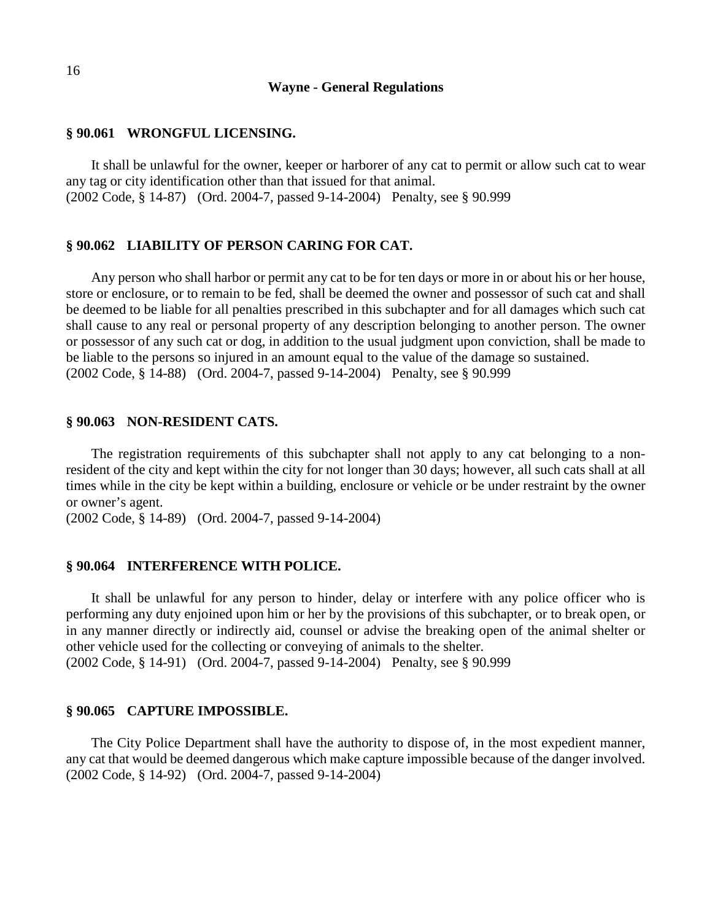### § 90.061 WRONGFUL LICENSING.

It shall be unlawful for the owner, keeper or harborer of any cat to permit or allow such cat to wear any tag or city identification other than that issued for that animal.
(2002 Code, § 14-87) (Ord. 2004-7, passed 9-14-2004) Penalty, see § 90.999

### § 90.062 LIABILITY OF PERSON CARING FOR CAT.

Any person who shall harbor or permit any cat to be for ten days or more in or about his or her house, store or enclosure, or to remain to be fed, shall be deemed the owner and possessor of such cat and shall be deemed to be liable for all penalties prescribed in this subchapter and for all damages which such cat shall cause to any real or personal property of any description belonging to another person. The owner or possessor of any such cat or dog, in addition to the usual judgment upon conviction, shall be made to be liable to the persons so injured in an amount equal to the value of the damage so sustained.
(2002 Code, § 14-88) (Ord. 2004-7, passed 9-14-2004) Penalty, see § 90.999

### § 90.063 NON-RESIDENT CATS.

The registration requirements of this subchapter shall not apply to any cat belonging to a non-resident of the city and kept within the city for not longer than 30 days; however, all such cats shall at all times while in the city be kept within a building, enclosure or vehicle or be under restraint by the owner or owner's agent.
(2002 Code, § 14-89) (Ord. 2004-7, passed 9-14-2004)

### § 90.064 INTERFERENCE WITH POLICE.

It shall be unlawful for any person to hinder, delay or interfere with any police officer who is performing any duty enjoined upon him or her by the provisions of this subchapter, or to break open, or in any manner directly or indirectly aid, counsel or advise the breaking open of the animal shelter or other vehicle used for the collecting or conveying of animals to the shelter.
(2002 Code, § 14-91) (Ord. 2004-7, passed 9-14-2004) Penalty, see § 90.999

### § 90.065 CAPTURE IMPOSSIBLE.

The City Police Department shall have the authority to dispose of, in the most expedient manner, any cat that would be deemed dangerous which make capture impossible because of the danger involved.
(2002 Code, § 14-92) (Ord. 2004-7, passed 9-14-2004)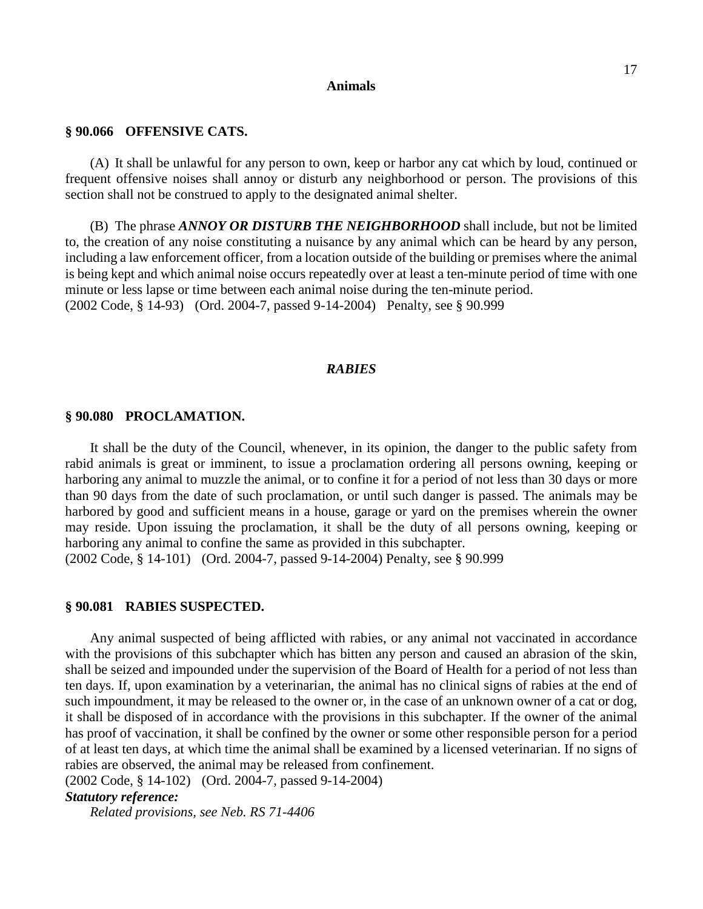## § 90.066 OFFENSIVE CATS.

(A) It shall be unlawful for any person to own, keep or harbor any cat which by loud, continued or frequent offensive noises shall annoy or disturb any neighborhood or person. The provisions of this section shall not be construed to apply to the designated animal shelter.

(B) The phrase ***ANNOY OR DISTURB THE NEIGHBORHOOD*** shall include, but not be limited to, the creation of any noise constituting a nuisance by any animal which can be heard by any person, including a law enforcement officer, from a location outside of the building or premises where the animal is being kept and which animal noise occurs repeatedly over at least a ten-minute period of time with one minute or less lapse or time between each animal noise during the ten-minute period.
(2002 Code, § 14-93) (Ord. 2004-7, passed 9-14-2004) Penalty, see § 90.999

### *RABIES*

## § 90.080 PROCLAMATION.

It shall be the duty of the Council, whenever, in its opinion, the danger to the public safety from rabid animals is great or imminent, to issue a proclamation ordering all persons owning, keeping or harboring any animal to muzzle the animal, or to confine it for a period of not less than 30 days or more than 90 days from the date of such proclamation, or until such danger is passed. The animals may be harbored by good and sufficient means in a house, garage or yard on the premises wherein the owner may reside. Upon issuing the proclamation, it shall be the duty of all persons owning, keeping or harboring any animal to confine the same as provided in this subchapter.
(2002 Code, § 14-101) (Ord. 2004-7, passed 9-14-2004) Penalty, see § 90.999

## § 90.081 RABIES SUSPECTED.

Any animal suspected of being afflicted with rabies, or any animal not vaccinated in accordance with the provisions of this subchapter which has bitten any person and caused an abrasion of the skin, shall be seized and impounded under the supervision of the Board of Health for a period of not less than ten days. If, upon examination by a veterinarian, the animal has no clinical signs of rabies at the end of such impoundment, it may be released to the owner or, in the case of an unknown owner of a cat or dog, it shall be disposed of in accordance with the provisions in this subchapter. If the owner of the animal has proof of vaccination, it shall be confined by the owner or some other responsible person for a period of at least ten days, at which time the animal shall be examined by a licensed veterinarian. If no signs of rabies are observed, the animal may be released from confinement.
(2002 Code, § 14-102) (Ord. 2004-7, passed 9-14-2004)

***Statutory reference:***

*Related provisions, see Neb. RS 71-4406*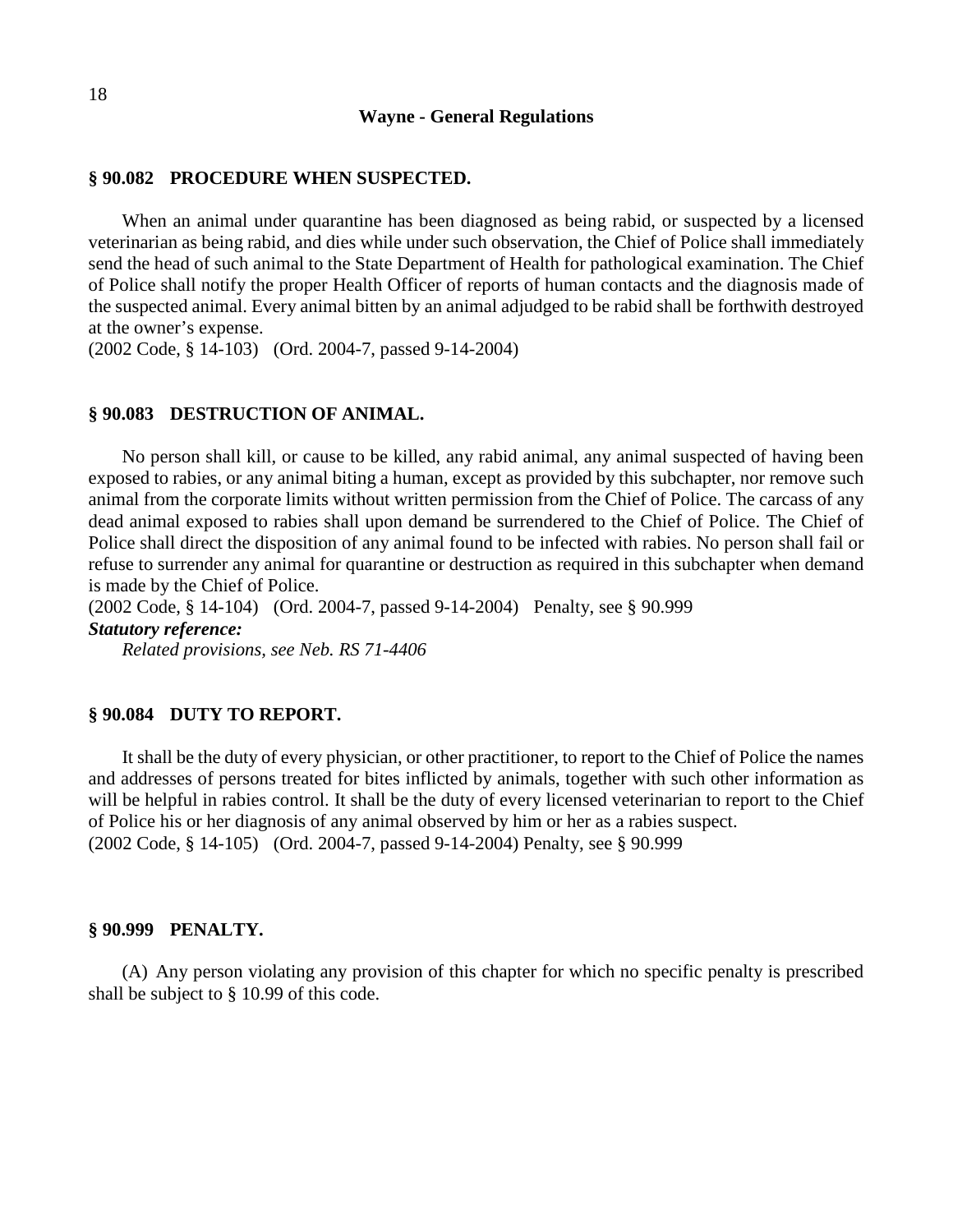### § 90.082 PROCEDURE WHEN SUSPECTED.

When an animal under quarantine has been diagnosed as being rabid, or suspected by a licensed veterinarian as being rabid, and dies while under such observation, the Chief of Police shall immediately send the head of such animal to the State Department of Health for pathological examination. The Chief of Police shall notify the proper Health Officer of reports of human contacts and the diagnosis made of the suspected animal. Every animal bitten by an animal adjudged to be rabid shall be forthwith destroyed at the owner's expense.
(2002 Code, § 14-103) (Ord. 2004-7, passed 9-14-2004)

### § 90.083 DESTRUCTION OF ANIMAL.

No person shall kill, or cause to be killed, any rabid animal, any animal suspected of having been exposed to rabies, or any animal biting a human, except as provided by this subchapter, nor remove such animal from the corporate limits without written permission from the Chief of Police. The carcass of any dead animal exposed to rabies shall upon demand be surrendered to the Chief of Police. The Chief of Police shall direct the disposition of any animal found to be infected with rabies. No person shall fail or refuse to surrender any animal for quarantine or destruction as required in this subchapter when demand is made by the Chief of Police.
(2002 Code, § 14-104) (Ord. 2004-7, passed 9-14-2004) Penalty, see § 90.999

***Statutory reference:***

*Related provisions, see Neb. RS 71-4406*

### § 90.084 DUTY TO REPORT.

It shall be the duty of every physician, or other practitioner, to report to the Chief of Police the names and addresses of persons treated for bites inflicted by animals, together with such other information as will be helpful in rabies control. It shall be the duty of every licensed veterinarian to report to the Chief of Police his or her diagnosis of any animal observed by him or her as a rabies suspect.
(2002 Code, § 14-105) (Ord. 2004-7, passed 9-14-2004) Penalty, see § 90.999

### § 90.999 PENALTY.

(A) Any person violating any provision of this chapter for which no specific penalty is prescribed shall be subject to § 10.99 of this code.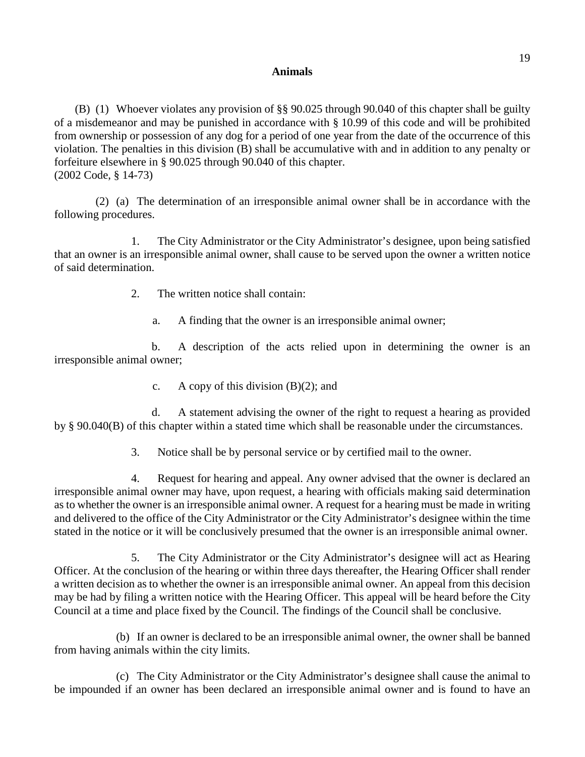(B) (1) Whoever violates any provision of §§ 90.025 through 90.040 of this chapter shall be guilty of a misdemeanor and may be punished in accordance with § 10.99 of this code and will be prohibited from ownership or possession of any dog for a period of one year from the date of the occurrence of this violation. The penalties in this division (B) shall be accumulative with and in addition to any penalty or forfeiture elsewhere in § 90.025 through 90.040 of this chapter.
(2002 Code, § 14-73)

(2) (a) The determination of an irresponsible animal owner shall be in accordance with the following procedures.

1. The City Administrator or the City Administrator's designee, upon being satisfied that an owner is an irresponsible animal owner, shall cause to be served upon the owner a written notice of said determination.

2. The written notice shall contain:

a. A finding that the owner is an irresponsible animal owner;

b. A description of the acts relied upon in determining the owner is an irresponsible animal owner;

c. A copy of this division (B)(2); and

d. A statement advising the owner of the right to request a hearing as provided by § 90.040(B) of this chapter within a stated time which shall be reasonable under the circumstances.

3. Notice shall be by personal service or by certified mail to the owner.

4. Request for hearing and appeal. Any owner advised that the owner is declared an irresponsible animal owner may have, upon request, a hearing with officials making said determination as to whether the owner is an irresponsible animal owner. A request for a hearing must be made in writing and delivered to the office of the City Administrator or the City Administrator's designee within the time stated in the notice or it will be conclusively presumed that the owner is an irresponsible animal owner.

5. The City Administrator or the City Administrator's designee will act as Hearing Officer. At the conclusion of the hearing or within three days thereafter, the Hearing Officer shall render a written decision as to whether the owner is an irresponsible animal owner. An appeal from this decision may be had by filing a written notice with the Hearing Officer. This appeal will be heard before the City Council at a time and place fixed by the Council. The findings of the Council shall be conclusive.

(b) If an owner is declared to be an irresponsible animal owner, the owner shall be banned from having animals within the city limits.

(c) The City Administrator or the City Administrator's designee shall cause the animal to be impounded if an owner has been declared an irresponsible animal owner and is found to have an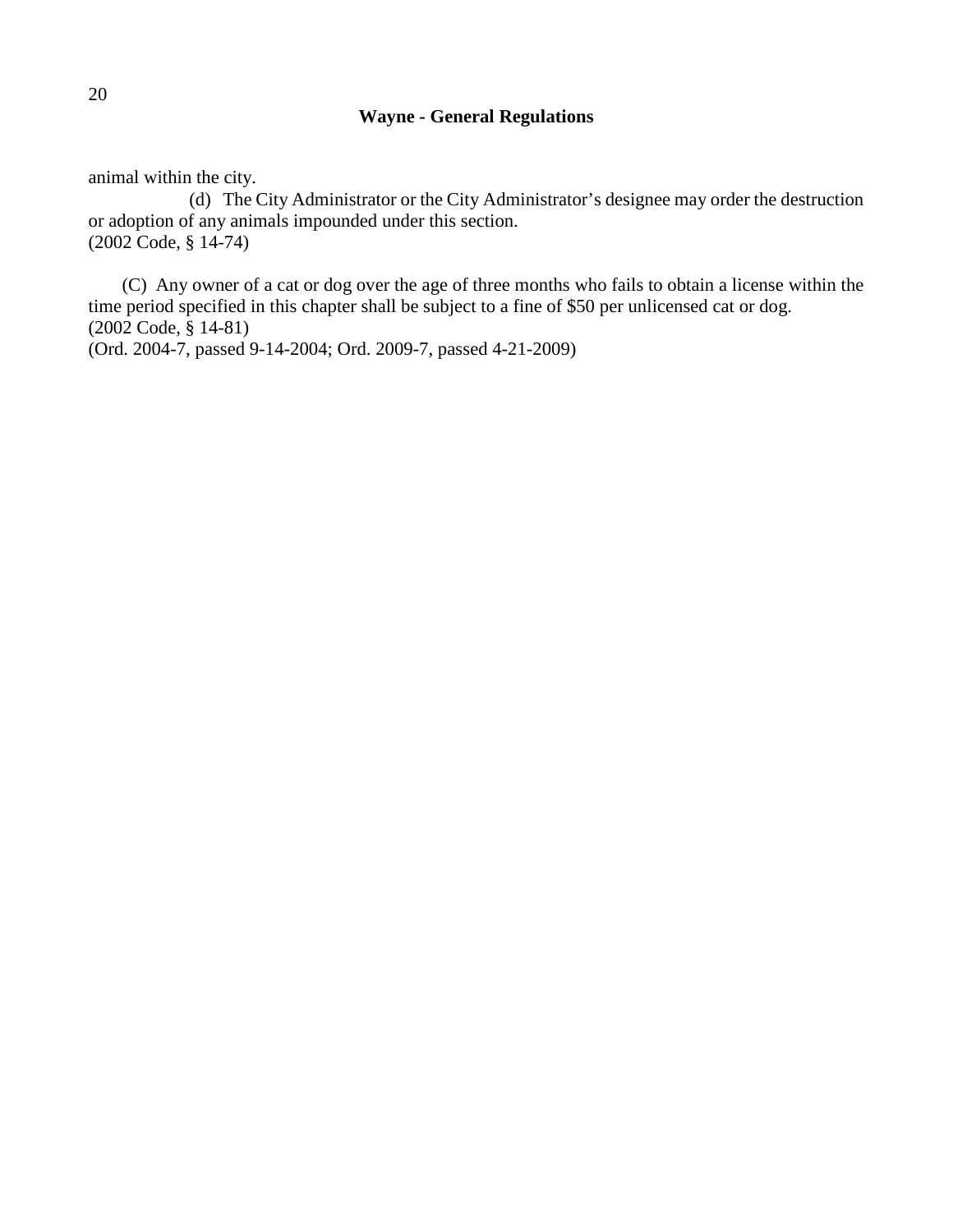animal within the city.

(d) The City Administrator or the City Administrator's designee may order the destruction or adoption of any animals impounded under this section.
(2002 Code, § 14-74)

(C) Any owner of a cat or dog over the age of three months who fails to obtain a license within the time period specified in this chapter shall be subject to a fine of $50 per unlicensed cat or dog.
(2002 Code, § 14-81)
(Ord. 2004-7, passed 9-14-2004; Ord. 2009-7, passed 4-21-2009)